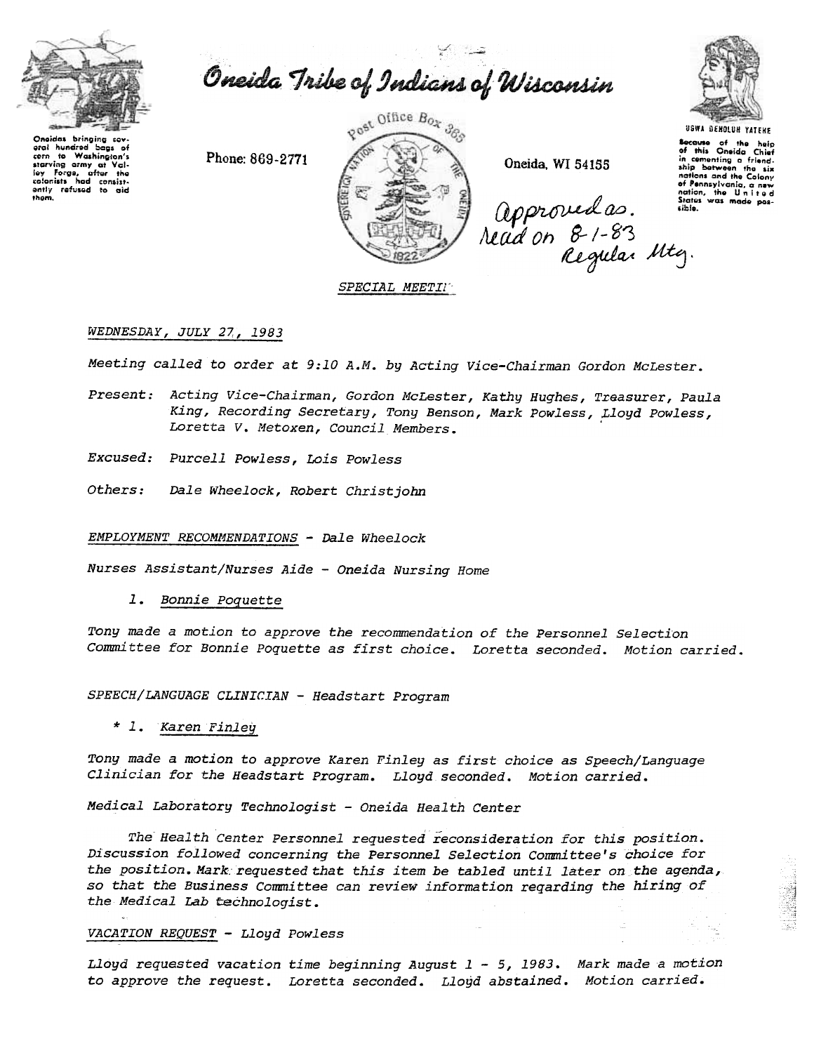# Oneida Tribe of Indians of Wisconsin

Oneidas bringing several hundred bags of corn to Washington's starving army at Valley Forge, after the colonists had consistently refused to aid them.

Phone: 869-2771

Post Office Box 365

Oneida, WI 54155

UGWA DEHOLUH YATEHE

Because of the help of this Oneida Chief in cementing a friendship between the six nations and the Colony of Pennsylvania, a new nation, the United States was made possible.

Approved as. Read on 8-1-83 Regular Mtg.

*SPECIAL MEETI*

*WEDNESDAY, JULY 27, 1983*

*Meeting called to order at 9:10 A.M. by Acting Vice-Chairman Gordon McLester.*

*Present:* *Acting Vice-Chairman, Gordon McLester, Kathy Hughes, Treasurer, Paula King, Recording Secretary, Tony Benson, Mark Powless, Lloyd Powless, Loretta V. Metoxen, Council Members.*

*Excused:* *Purcell Powless, Lois Powless*

*Others:* *Dale Wheelock, Robert Christjohn*

*EMPLOYMENT RECOMMENDATIONS - Dale Wheelock*

*Nurses Assistant/Nurses Aide - Oneida Nursing Home*

1. *Bonnie Poquette*

*Tony made a motion to approve the recommendation of the Personnel Selection Committee for Bonnie Poquette as first choice. Loretta seconded. Motion carried.*

*SPEECH/LANGUAGE CLINICIAN - Headstart Program*

\* 1. *Karen Finley*

*Tony made a motion to approve Karen Finley as first choice as Speech/Language Clinician for the Headstart Program. Lloyd seconded. Motion carried.*

*Medical Laboratory Technologist - Oneida Health Center*

*The Health Center Personnel requested reconsideration for this position. Discussion followed concerning the Personnel Selection Committee's choice for the position. Mark requested that this item be tabled until later on the agenda, so that the Business Committee can review information regarding the hiring of the Medical Lab technologist.*

*VACATION REQUEST - Lloyd Powless*

*Lloyd requested vacation time beginning August 1 - 5, 1983. Mark made a motion to approve the request. Loretta seconded. Lloyd abstained. Motion carried.*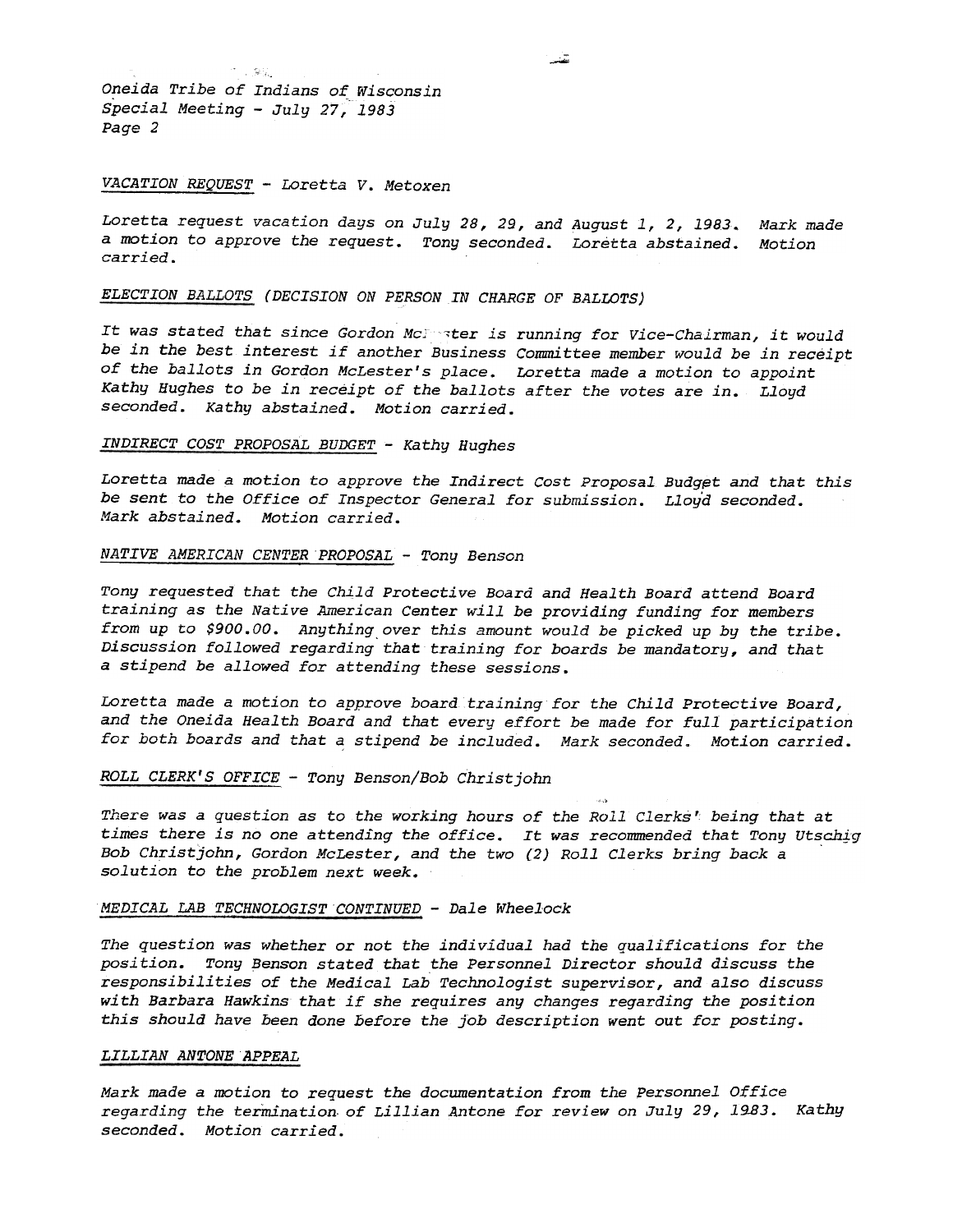Oneida Tribe of Indians of Wisconsin
Special Meeting - July 27, 1983

VACATION REQUEST - Loretta V. Metoxen

Loretta request vacation days on July 28, 29, and August 1, 2, 1983. Mark made a motion to approve the request. Tony seconded. Loretta abstained. Motion carried.

ELECTION BALLOTS (DECISION ON PERSON IN CHARGE OF BALLOTS)

It was stated that since Gordon McLester is running for Vice-Chairman, it would be in the best interest if another Business Committee member would be in receipt of the ballots in Gordon McLester's place. Loretta made a motion to appoint Kathy Hughes to be in receipt of the ballots after the votes are in. Lloyd seconded. Kathy abstained. Motion carried.

INDIRECT COST PROPOSAL BUDGET - Kathy Hughes

Loretta made a motion to approve the Indirect Cost Proposal Budget and that this be sent to the Office of Inspector General for submission. Lloyd seconded. Mark abstained. Motion carried.

NATIVE AMERICAN CENTER PROPOSAL - Tony Benson

Tony requested that the Child Protective Board and Health Board attend Board training as the Native American Center will be providing funding for members from up to $900.00. Anything over this amount would be picked up by the tribe. Discussion followed regarding that training for boards be mandatory, and that a stipend be allowed for attending these sessions.

Loretta made a motion to approve board training for the Child Protective Board, and the Oneida Health Board and that every effort be made for full participation for both boards and that a stipend be included. Mark seconded. Motion carried.

ROLL CLERK'S OFFICE - Tony Benson/Bob Christjohn

There was a question as to the working hours of the Roll Clerks' being that at times there is no one attending the office. It was recommended that Tony Utschig Bob Christjohn, Gordon McLester, and the two (2) Roll Clerks bring back a solution to the problem next week.

MEDICAL LAB TECHNOLOGIST CONTINUED - Dale Wheelock

The question was whether or not the individual had the qualifications for the position. Tony Benson stated that the Personnel Director should discuss the responsibilities of the Medical Lab Technologist supervisor, and also discuss with Barbara Hawkins that if she requires any changes regarding the position this should have been done before the job description went out for posting.

LILLIAN ANTONE APPEAL

Mark made a motion to request the documentation from the Personnel Office regarding the termination of Lillian Antone for review on July 29, 1983. Kathy seconded. Motion carried.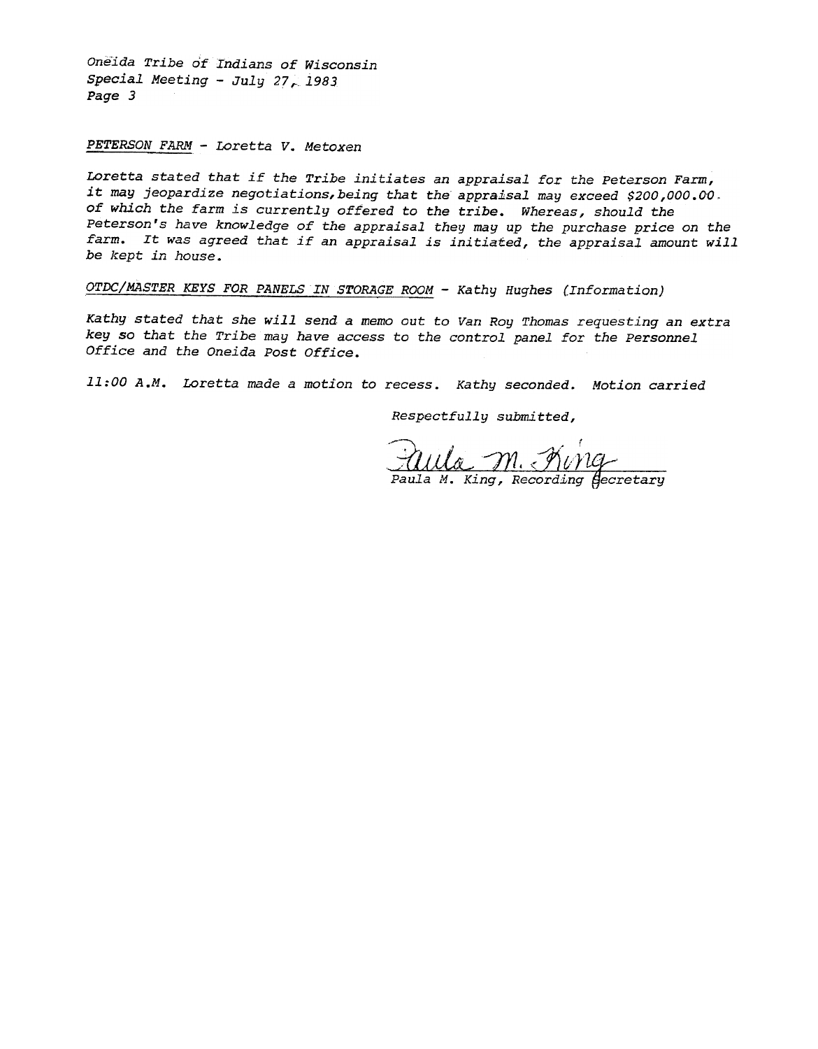*PETERSON FARM* - *Loretta V. Metoxen*

*Loretta stated that if the Tribe initiates an appraisal for the Peterson Farm, it may jeopardize negotiations, being that the appraisal may exceed $200,000.00. of which the farm is currently offered to the tribe. Whereas, should the Peterson's have knowledge of the appraisal they may up the purchase price on the farm. It was agreed that if an appraisal is initiated, the appraisal amount will be kept in house.*

*OTDC/MASTER KEYS FOR PANELS IN STORAGE ROOM* - *Kathy Hughes (Information)*

*Kathy stated that she will send a memo out to Van Roy Thomas requesting an extra key so that the Tribe may have access to the control panel for the Personnel Office and the Oneida Post Office.*

*11:00 A.M. Loretta made a motion to recess. Kathy seconded. Motion carried*

*Respectfully submitted,*

*Paula M. King*

*Paula M. King, Recording Secretary*